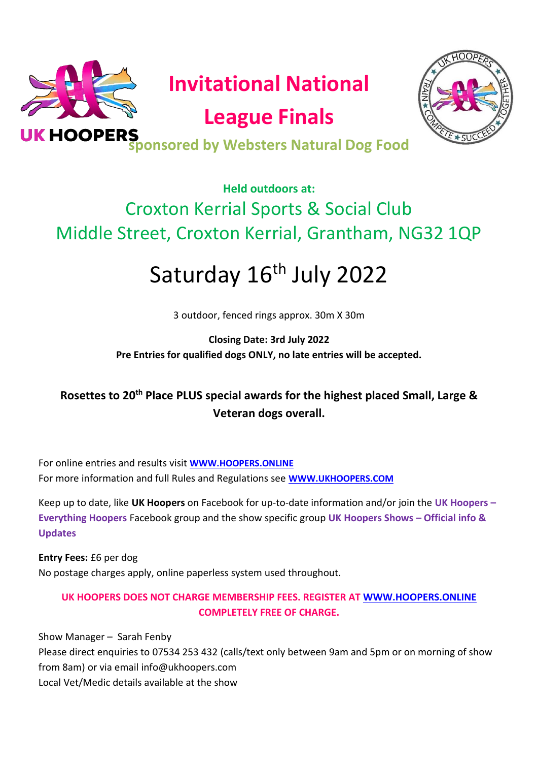UK HOOPERS

# Invitational National League Finals

**sponsored by Websters Natural Dog Food**

**Held outdoors at:**

## Croxton Kerrial Sports & Social Club
## Middle Street, Croxton Kerrial, Grantham, NG32 1QP

# Saturday 16th July 2022

3 outdoor, fenced rings approx. 30m X 30m

**Closing Date: 3rd July 2022**
**Pre Entries for qualified dogs ONLY, no late entries will be accepted.**

**Rosettes to 20th Place PLUS special awards for the highest placed Small, Large & Veteran dogs overall.**

For online entries and results visit **WWW.HOOPERS.ONLINE**
For more information and full Rules and Regulations see **WWW.UKHOOPERS.COM**

Keep up to date, like **UK Hoopers** on Facebook for up-to-date information and/or join the **UK Hoopers – Everything Hoopers** Facebook group and the show specific group **UK Hoopers Shows – Official info & Updates**

**Entry Fees:** £6 per dog
No postage charges apply, online paperless system used throughout.

**UK HOOPERS DOES NOT CHARGE MEMBERSHIP FEES. REGISTER AT WWW.HOOPERS.ONLINE COMPLETELY FREE OF CHARGE.**

Show Manager – Sarah Fenby
Please direct enquiries to 07534 253 432 (calls/text only between 9am and 5pm or on morning of show from 8am) or via email info@ukhoopers.com
Local Vet/Medic details available at the show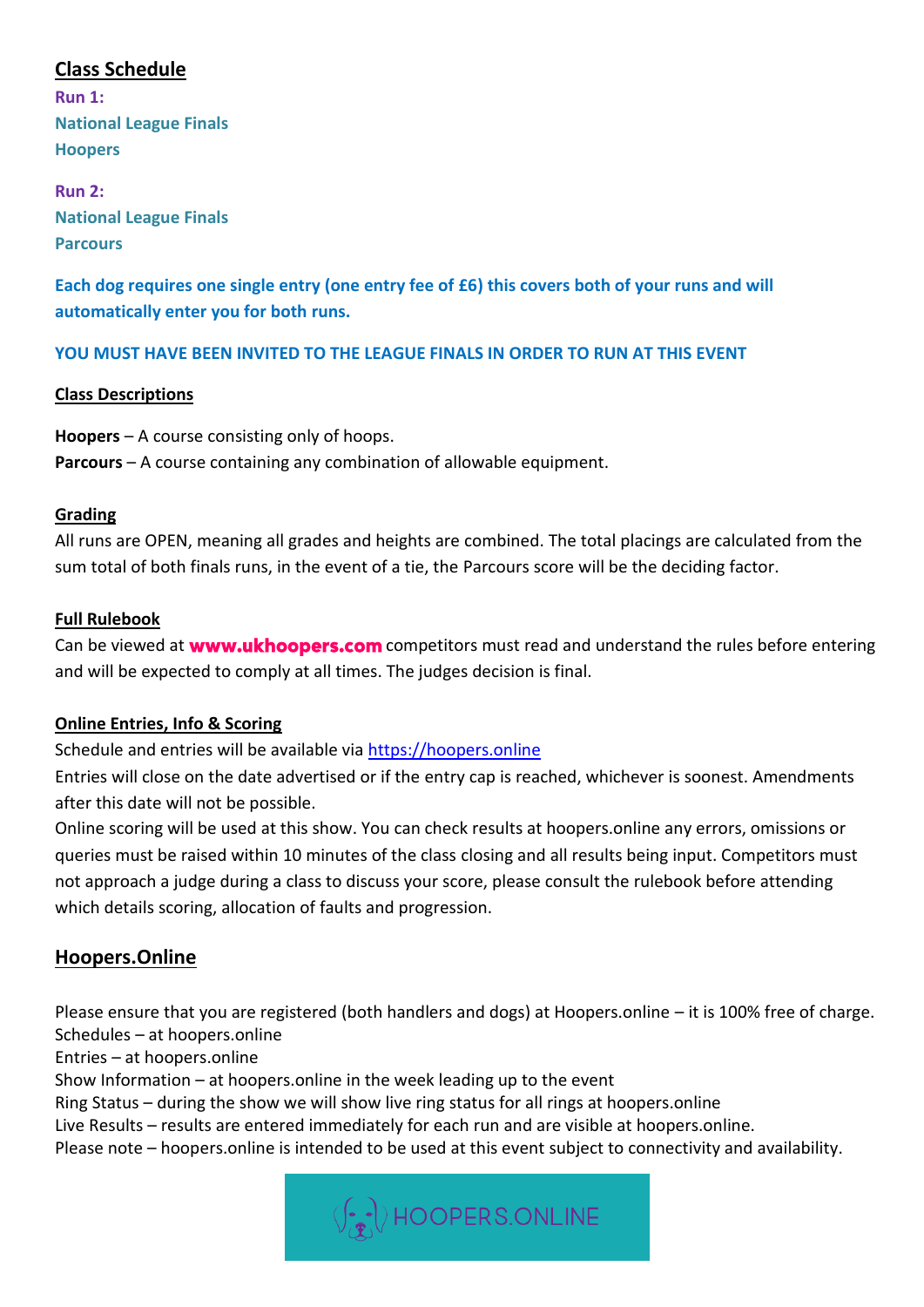## Class Schedule

**Run 1:**
**National League Finals**
**Hoopers**

**Run 2:**
**National League Finals**
**Parcours**

**Each dog requires one single entry (one entry fee of £6) this covers both of your runs and will automatically enter you for both runs.**

**YOU MUST HAVE BEEN INVITED TO THE LEAGUE FINALS IN ORDER TO RUN AT THIS EVENT**

### Class Descriptions

**Hoopers** – A course consisting only of hoops.
**Parcours** – A course containing any combination of allowable equipment.

### Grading

All runs are OPEN, meaning all grades and heights are combined. The total placings are calculated from the sum total of both finals runs, in the event of a tie, the Parcours score will be the deciding factor.

### Full Rulebook

Can be viewed at **www.ukhoopers.com** competitors must read and understand the rules before entering and will be expected to comply at all times. The judges decision is final.

### Online Entries, Info & Scoring

Schedule and entries will be available via https://hoopers.online
Entries will close on the date advertised or if the entry cap is reached, whichever is soonest. Amendments after this date will not be possible.
Online scoring will be used at this show. You can check results at hoopers.online any errors, omissions or queries must be raised within 10 minutes of the class closing and all results being input. Competitors must not approach a judge during a class to discuss your score, please consult the rulebook before attending which details scoring, allocation of faults and progression.

## Hoopers.Online

Please ensure that you are registered (both handlers and dogs) at Hoopers.online – it is 100% free of charge.
Schedules – at hoopers.online
Entries – at hoopers.online
Show Information – at hoopers.online in the week leading up to the event
Ring Status – during the show we will show live ring status for all rings at hoopers.online
Live Results – results are entered immediately for each run and are visible at hoopers.online.
Please note – hoopers.online is intended to be used at this event subject to connectivity and availability.

HOOPERS.ONLINE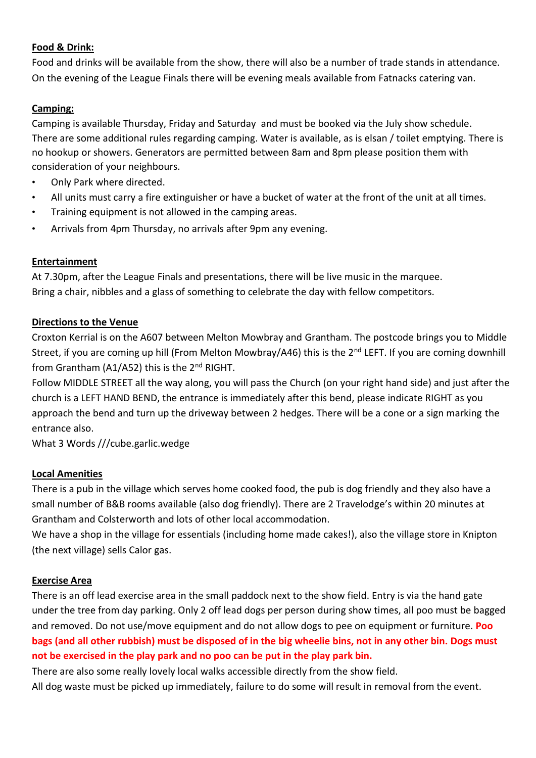**Food & Drink:**

Food and drinks will be available from the show, there will also be a number of trade stands in attendance. On the evening of the League Finals there will be evening meals available from Fatnacks catering van.

**Camping:**

Camping is available Thursday, Friday and Saturday and must be booked via the July show schedule. There are some additional rules regarding camping. Water is available, as is elsan / toilet emptying. There is no hookup or showers. Generators are permitted between 8am and 8pm please position them with consideration of your neighbours.

- Only Park where directed.
- All units must carry a fire extinguisher or have a bucket of water at the front of the unit at all times.
- Training equipment is not allowed in the camping areas.
- Arrivals from 4pm Thursday, no arrivals after 9pm any evening.

**Entertainment**

At 7.30pm, after the League Finals and presentations, there will be live music in the marquee. Bring a chair, nibbles and a glass of something to celebrate the day with fellow competitors.

**Directions to the Venue**

Croxton Kerrial is on the A607 between Melton Mowbray and Grantham. The postcode brings you to Middle Street, if you are coming up hill (From Melton Mowbray/A46) this is the 2nd LEFT. If you are coming downhill from Grantham (A1/A52) this is the 2nd RIGHT.

Follow MIDDLE STREET all the way along, you will pass the Church (on your right hand side) and just after the church is a LEFT HAND BEND, the entrance is immediately after this bend, please indicate RIGHT as you approach the bend and turn up the driveway between 2 hedges. There will be a cone or a sign marking the entrance also.

What 3 Words ///cube.garlic.wedge

**Local Amenities**

There is a pub in the village which serves home cooked food, the pub is dog friendly and they also have a small number of B&B rooms available (also dog friendly). There are 2 Travelodge's within 20 minutes at Grantham and Colsterworth and lots of other local accommodation.

We have a shop in the village for essentials (including home made cakes!), also the village store in Knipton (the next village) sells Calor gas.

**Exercise Area**

There is an off lead exercise area in the small paddock next to the show field. Entry is via the hand gate under the tree from day parking. Only 2 off lead dogs per person during show times, all poo must be bagged and removed. Do not use/move equipment and do not allow dogs to pee on equipment or furniture. **Poo bags (and all other rubbish) must be disposed of in the big wheelie bins, not in any other bin. Dogs must not be exercised in the play park and no poo can be put in the play park bin.**

There are also some really lovely local walks accessible directly from the show field.

All dog waste must be picked up immediately, failure to do some will result in removal from the event.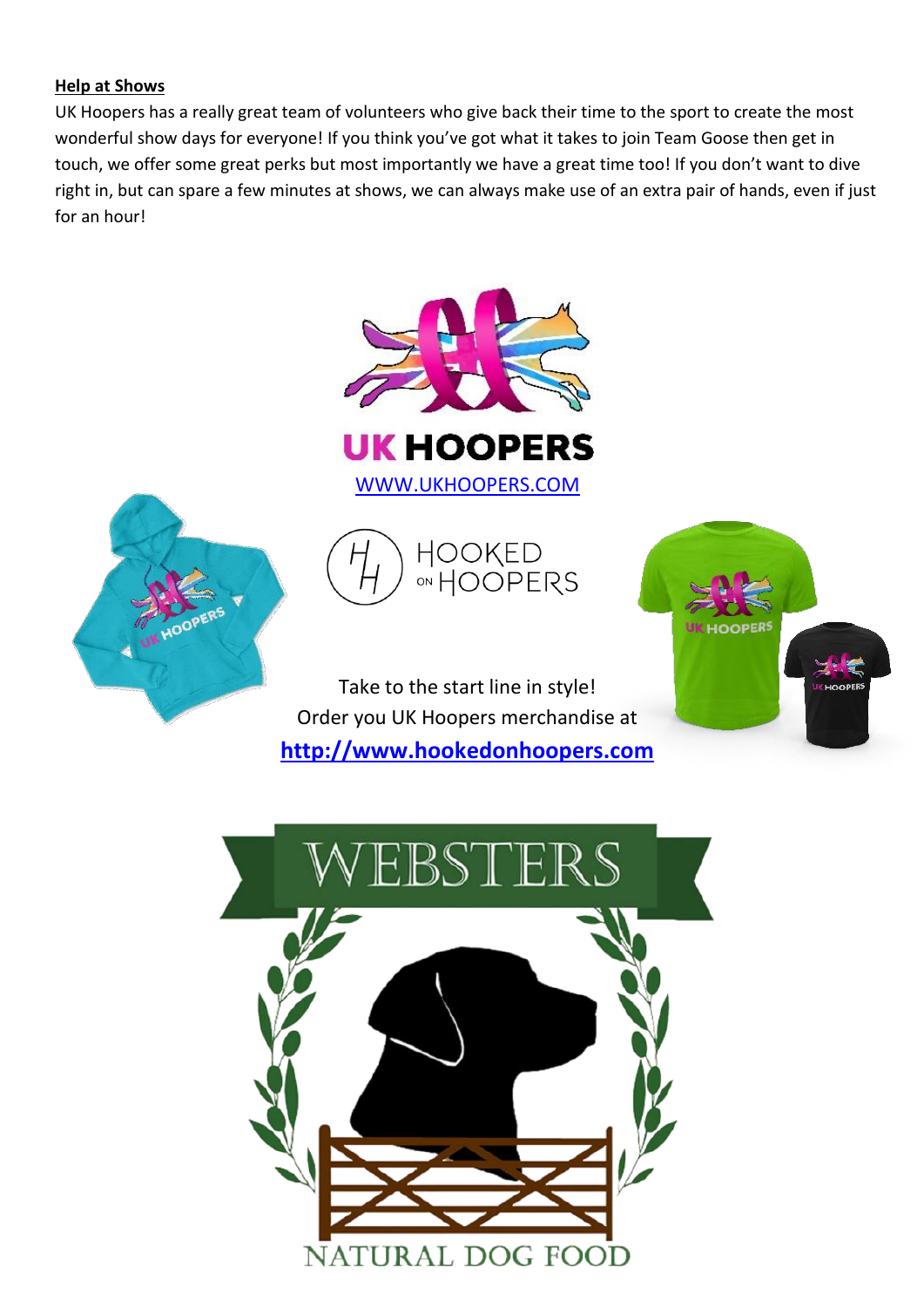**Help at Shows**

UK Hoopers has a really great team of volunteers who give back their time to the sport to create the most wonderful show days for everyone! If you think you've got what it takes to join Team Goose then get in touch, we offer some great perks but most importantly we have a great time too! If you don't want to dive right in, but can spare a few minutes at shows, we can always make use of an extra pair of hands, even if just for an hour!

UK HOOPERS

WWW.UKHOOPERS.COM

HOOKED ON HOOPERS

Take to the start line in style!
Order you UK Hoopers merchandise at
**http://www.hookedonhoopers.com**

WEBSTERS

NATURAL DOG FOOD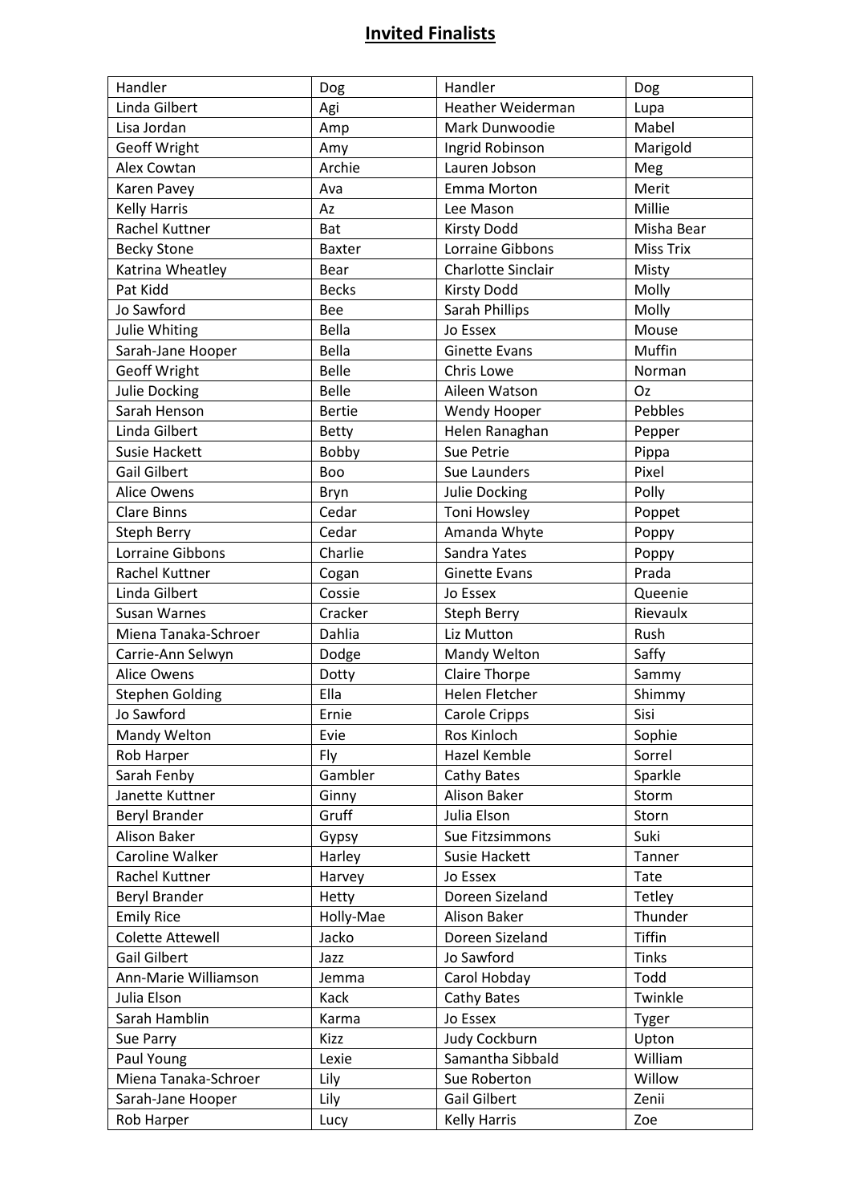# Invited Finalists

| Handler | Dog | Handler | Dog |
|---|---|---|---|
| Linda Gilbert | Agi | Heather Weiderman | Lupa |
| Lisa Jordan | Amp | Mark Dunwoodie | Mabel |
| Geoff Wright | Amy | Ingrid Robinson | Marigold |
| Alex Cowtan | Archie | Lauren Jobson | Meg |
| Karen Pavey | Ava | Emma Morton | Merit |
| Kelly Harris | Az | Lee Mason | Millie |
| Rachel Kuttner | Bat | Kirsty Dodd | Misha Bear |
| Becky Stone | Baxter | Lorraine Gibbons | Miss Trix |
| Katrina Wheatley | Bear | Charlotte Sinclair | Misty |
| Pat Kidd | Becks | Kirsty Dodd | Molly |
| Jo Sawford | Bee | Sarah Phillips | Molly |
| Julie Whiting | Bella | Jo Essex | Mouse |
| Sarah-Jane Hooper | Bella | Ginette Evans | Muffin |
| Geoff Wright | Belle | Chris Lowe | Norman |
| Julie Docking | Belle | Aileen Watson | Oz |
| Sarah Henson | Bertie | Wendy Hooper | Pebbles |
| Linda Gilbert | Betty | Helen Ranaghan | Pepper |
| Susie Hackett | Bobby | Sue Petrie | Pippa |
| Gail Gilbert | Boo | Sue Launders | Pixel |
| Alice Owens | Bryn | Julie Docking | Polly |
| Clare Binns | Cedar | Toni Howsley | Poppet |
| Steph Berry | Cedar | Amanda Whyte | Poppy |
| Lorraine Gibbons | Charlie | Sandra Yates | Poppy |
| Rachel Kuttner | Cogan | Ginette Evans | Prada |
| Linda Gilbert | Cossie | Jo Essex | Queenie |
| Susan Warnes | Cracker | Steph Berry | Rievaulx |
| Miena Tanaka-Schroer | Dahlia | Liz Mutton | Rush |
| Carrie-Ann Selwyn | Dodge | Mandy Welton | Saffy |
| Alice Owens | Dotty | Claire Thorpe | Sammy |
| Stephen Golding | Ella | Helen Fletcher | Shimmy |
| Jo Sawford | Ernie | Carole Cripps | Sisi |
| Mandy Welton | Evie | Ros Kinloch | Sophie |
| Rob Harper | Fly | Hazel Kemble | Sorrel |
| Sarah Fenby | Gambler | Cathy Bates | Sparkle |
| Janette Kuttner | Ginny | Alison Baker | Storm |
| Beryl Brander | Gruff | Julia Elson | Storn |
| Alison Baker | Gypsy | Sue Fitzsimmons | Suki |
| Caroline Walker | Harley | Susie Hackett | Tanner |
| Rachel Kuttner | Harvey | Jo Essex | Tate |
| Beryl Brander | Hetty | Doreen Sizeland | Tetley |
| Emily Rice | Holly-Mae | Alison Baker | Thunder |
| Colette Attewell | Jacko | Doreen Sizeland | Tiffin |
| Gail Gilbert | Jazz | Jo Sawford | Tinks |
| Ann-Marie Williamson | Jemma | Carol Hobday | Todd |
| Julia Elson | Kack | Cathy Bates | Twinkle |
| Sarah Hamblin | Karma | Jo Essex | Tyger |
| Sue Parry | Kizz | Judy Cockburn | Upton |
| Paul Young | Lexie | Samantha Sibbald | William |
| Miena Tanaka-Schroer | Lily | Sue Roberton | Willow |
| Sarah-Jane Hooper | Lily | Gail Gilbert | Zenii |
| Rob Harper | Lucy | Kelly Harris | Zoe |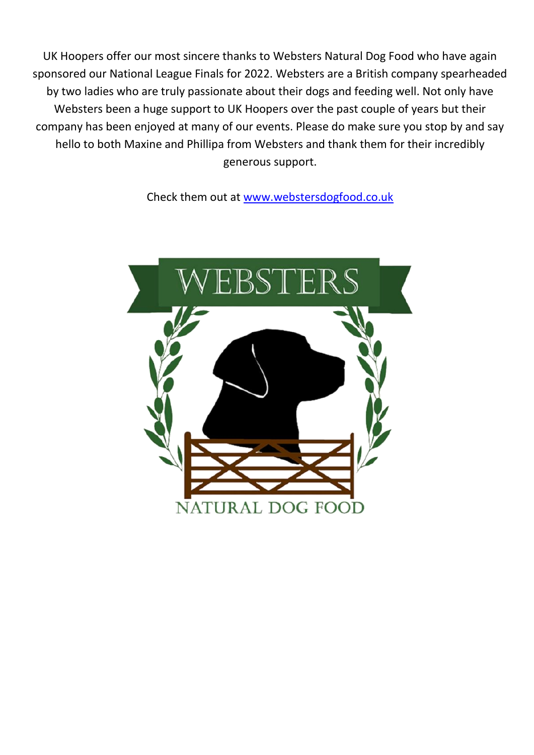UK Hoopers offer our most sincere thanks to Websters Natural Dog Food who have again sponsored our National League Finals for 2022. Websters are a British company spearheaded by two ladies who are truly passionate about their dogs and feeding well. Not only have Websters been a huge support to UK Hoopers over the past couple of years but their company has been enjoyed at many of our events. Please do make sure you stop by and say hello to both Maxine and Phillipa from Websters and thank them for their incredibly generous support.

Check them out at [www.webstersdogfood.co.uk](http://www.webstersdogfood.co.uk)

WEBSTERS

NATURAL DOG FOOD